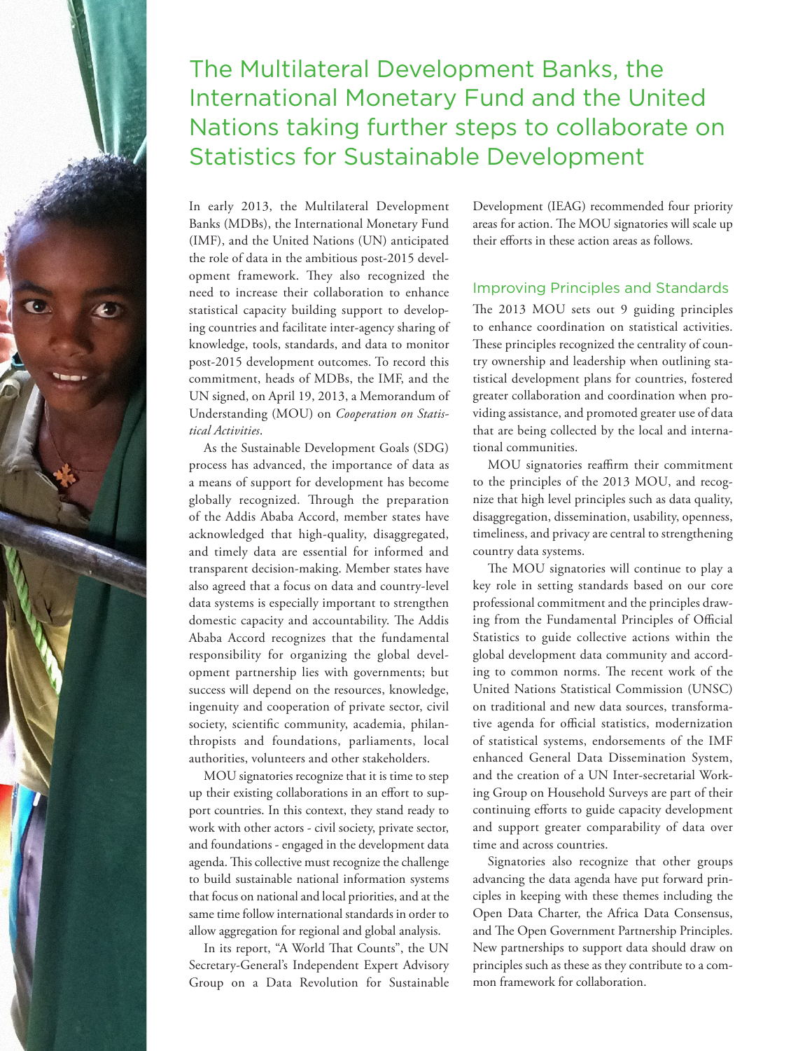# The Multilateral Development Banks, the International Monetary Fund and the United Nations taking further steps to collaborate on Statistics for Sustainable Development

In early 2013, the Multilateral Development Banks (MDBs), the International Monetary Fund (IMF), and the United Nations (UN) anticipated the role of data in the ambitious post-2015 development framework. They also recognized the need to increase their collaboration to enhance statistical capacity building support to developing countries and facilitate inter-agency sharing of knowledge, tools, standards, and data to monitor post-2015 development outcomes. To record this commitment, heads of MDBs, the IMF, and the UN signed, on April 19, 2013, a Memorandum of Understanding (MOU) on *Cooperation on Statistical Activities*.

As the Sustainable Development Goals (SDG) process has advanced, the importance of data as a means of support for development has become globally recognized. Through the preparation of the Addis Ababa Accord, member states have acknowledged that high-quality, disaggregated, and timely data are essential for informed and transparent decision-making. Member states have also agreed that a focus on data and country-level data systems is especially important to strengthen domestic capacity and accountability. The Addis Ababa Accord recognizes that the fundamental responsibility for organizing the global development partnership lies with governments; but success will depend on the resources, knowledge, ingenuity and cooperation of private sector, civil society, scientific community, academia, philanthropists and foundations, parliaments, local authorities, volunteers and other stakeholders.

MOU signatories recognize that it is time to step up their existing collaborations in an effort to support countries. In this context, they stand ready to work with other actors - civil society, private sector, and foundations - engaged in the development data agenda. This collective must recognize the challenge to build sustainable national information systems that focus on national and local priorities, and at the same time follow international standards in order to allow aggregation for regional and global analysis.

In its report, "A World That Counts", the UN Secretary-General's Independent Expert Advisory Group on a Data Revolution for Sustainable Development (IEAG) recommended four priority areas for action. The MOU signatories will scale up their efforts in these action areas as follows.

## Improving Principles and Standards

The 2013 MOU sets out 9 guiding principles to enhance coordination on statistical activities. These principles recognized the centrality of country ownership and leadership when outlining statistical development plans for countries, fostered greater collaboration and coordination when providing assistance, and promoted greater use of data that are being collected by the local and international communities.

MOU signatories reaffirm their commitment to the principles of the 2013 MOU, and recognize that high level principles such as data quality, disaggregation, dissemination, usability, openness, timeliness, and privacy are central to strengthening country data systems.

The MOU signatories will continue to play a key role in setting standards based on our core professional commitment and the principles drawing from the Fundamental Principles of Official Statistics to guide collective actions within the global development data community and according to common norms. The recent work of the United Nations Statistical Commission (UNSC) on traditional and new data sources, transformative agenda for official statistics, modernization of statistical systems, endorsements of the IMF enhanced General Data Dissemination System, and the creation of a UN Inter-secretarial Working Group on Household Surveys are part of their continuing efforts to guide capacity development and support greater comparability of data over time and across countries.

Signatories also recognize that other groups advancing the data agenda have put forward principles in keeping with these themes including the Open Data Charter, the Africa Data Consensus, and The Open Government Partnership Principles. New partnerships to support data should draw on principles such as these as they contribute to a common framework for collaboration.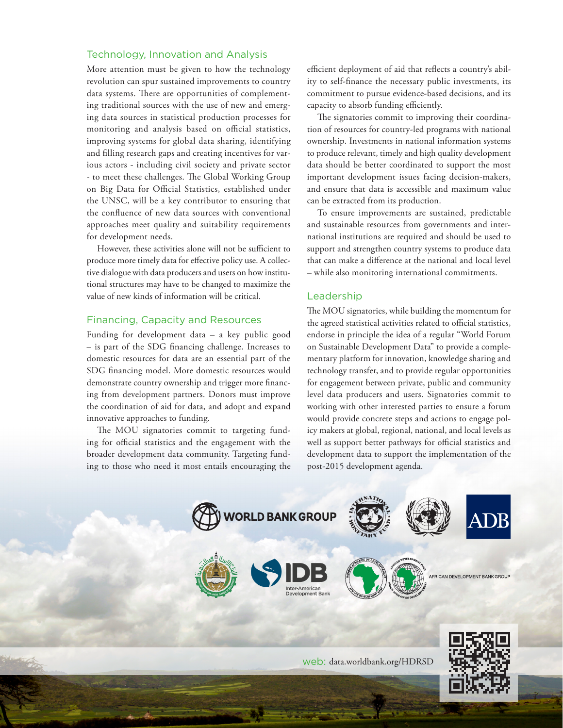## Technology, Innovation and Analysis

More attention must be given to how the technology revolution can spur sustained improvements to country data systems. There are opportunities of complementing traditional sources with the use of new and emerging data sources in statistical production processes for monitoring and analysis based on official statistics, improving systems for global data sharing, identifying and filling research gaps and creating incentives for various actors - including civil society and private sector - to meet these challenges. The Global Working Group on Big Data for Official Statistics, established under the UNSC, will be a key contributor to ensuring that the confluence of new data sources with conventional approaches meet quality and suitability requirements for development needs.

However, these activities alone will not be sufficient to produce more timely data for effective policy use. A collective dialogue with data producers and users on how institutional structures may have to be changed to maximize the value of new kinds of information will be critical.

## Financing, Capacity and Resources

Funding for development data – a key public good – is part of the SDG financing challenge. Increases to domestic resources for data are an essential part of the SDG financing model. More domestic resources would demonstrate country ownership and trigger more financing from development partners. Donors must improve the coordination of aid for data, and adopt and expand innovative approaches to funding.

The MOU signatories commit to targeting funding for official statistics and the engagement with the broader development data community. Targeting funding to those who need it most entails encouraging the efficient deployment of aid that reflects a country's ability to self-finance the necessary public investments, its commitment to pursue evidence-based decisions, and its capacity to absorb funding efficiently.

The signatories commit to improving their coordination of resources for country-led programs with national ownership. Investments in national information systems to produce relevant, timely and high quality development data should be better coordinated to support the most important development issues facing decision-makers, and ensure that data is accessible and maximum value can be extracted from its production.

To ensure improvements are sustained, predictable and sustainable resources from governments and international institutions are required and should be used to support and strengthen country systems to produce data that can make a difference at the national and local level – while also monitoring international commitments.

## Leadership

The MOU signatories, while building the momentum for the agreed statistical activities related to official statistics, endorse in principle the idea of a regular "World Forum on Sustainable Development Data" to provide a complementary platform for innovation, knowledge sharing and technology transfer, and to provide regular opportunities for engagement between private, public and community level data producers and users. Signatories commit to working with other interested parties to ensure a forum would provide concrete steps and actions to engage policy makers at global, regional, national, and local levels as well as support better pathways for official statistics and development data to support the implementation of the post-2015 development agenda.

WORLD BANK GROUP

ADB

IDB Inter-American Development Bank

AFRICAN DEVELOPMENT BANK GROUP

web: data.worldbank.org/HDRSD